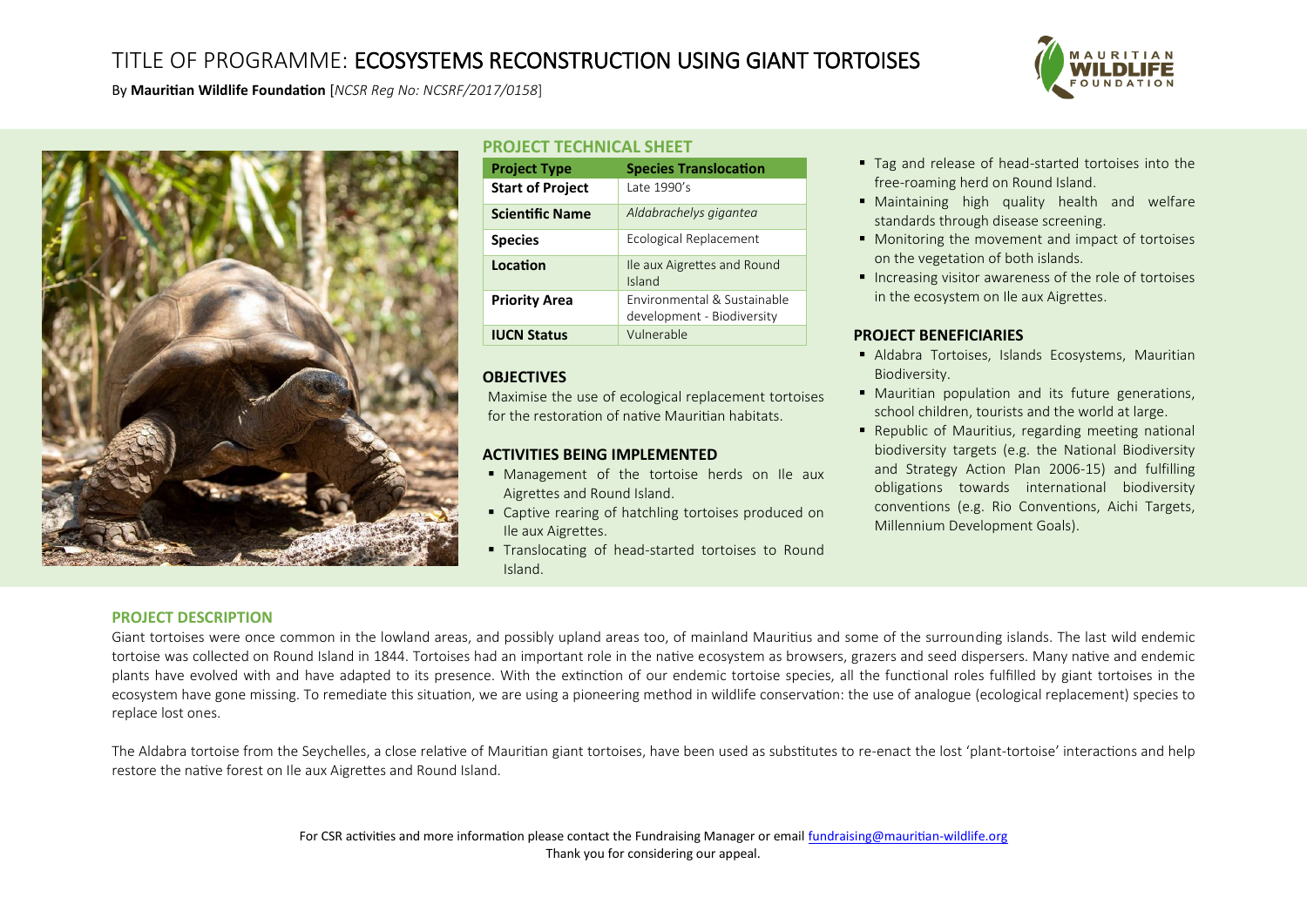# TITLE OF PROGRAMME: ECOSYSTEMS RECONSTRUCTION USING GIANT TORTOISES

By **Mauritian Wildlife Foundation** [*NCSR Reg No: NCSRF/2017/0158*]

## PROJECT TECHNICAL SHEET

| Project Type | Species Translocation |
|---|---|
| **Start of Project** | Late 1990's |
| **Scientific Name** | *Aldabrachelys gigantea* |
| **Species** | Ecological Replacement |
| **Location** | Ile aux Aigrettes and Round Island |
| **Priority Area** | Environmental & Sustainable development - Biodiversity |
| **IUCN Status** | Vulnerable |

## OBJECTIVES

Maximise the use of ecological replacement tortoises for the restoration of native Mauritian habitats.

## ACTIVITIES BEING IMPLEMENTED

- Management of the tortoise herds on Ile aux Aigrettes and Round Island.
- Captive rearing of hatchling tortoises produced on Ile aux Aigrettes.
- Translocating of head-started tortoises to Round Island.
- Tag and release of head-started tortoises into the free-roaming herd on Round Island.
- Maintaining high quality health and welfare standards through disease screening.
- Monitoring the movement and impact of tortoises on the vegetation of both islands.
- Increasing visitor awareness of the role of tortoises in the ecosystem on Ile aux Aigrettes.

## PROJECT BENEFICIARIES

- Aldabra Tortoises, Islands Ecosystems, Mauritian Biodiversity.
- Mauritian population and its future generations, school children, tourists and the world at large.
- Republic of Mauritius, regarding meeting national biodiversity targets (e.g. the National Biodiversity and Strategy Action Plan 2006-15) and fulfilling obligations towards international biodiversity conventions (e.g. Rio Conventions, Aichi Targets, Millennium Development Goals).

## PROJECT DESCRIPTION

Giant tortoises were once common in the lowland areas, and possibly upland areas too, of mainland Mauritius and some of the surrounding islands. The last wild endemic tortoise was collected on Round Island in 1844. Tortoises had an important role in the native ecosystem as browsers, grazers and seed dispersers. Many native and endemic plants have evolved with and have adapted to its presence. With the extinction of our endemic tortoise species, all the functional roles fulfilled by giant tortoises in the ecosystem have gone missing. To remediate this situation, we are using a pioneering method in wildlife conservation: the use of analogue (ecological replacement) species to replace lost ones.

The Aldabra tortoise from the Seychelles, a close relative of Mauritian giant tortoises, have been used as substitutes to re-enact the lost 'plant-tortoise' interactions and help restore the native forest on Ile aux Aigrettes and Round Island.

For CSR activities and more information please contact the Fundraising Manager or email fundraising@mauritian-wildlife.org

Thank you for considering our appeal.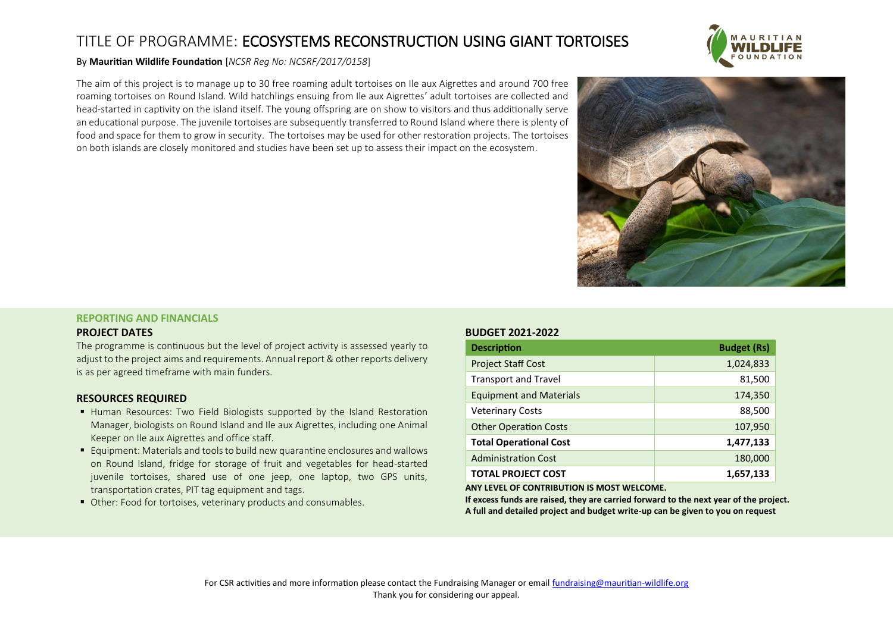# TITLE OF PROGRAMME: ECOSYSTEMS RECONSTRUCTION USING GIANT TORTOISES

By **Mauritian Wildlife Foundation** [*NCSR Reg No: NCSRF/2017/0158*]

The aim of this project is to manage up to 30 free roaming adult tortoises on Ile aux Aigrettes and around 700 free roaming tortoises on Round Island. Wild hatchlings ensuing from Ile aux Aigrettes' adult tortoises are collected and head-started in captivity on the island itself. The young offspring are on show to visitors and thus additionally serve an educational purpose. The juvenile tortoises are subsequently transferred to Round Island where there is plenty of food and space for them to grow in security. The tortoises may be used for other restoration projects. The tortoises on both islands are closely monitored and studies have been set up to assess their impact on the ecosystem.

## REPORTING AND FINANCIALS

### PROJECT DATES

The programme is continuous but the level of project activity is assessed yearly to adjust to the project aims and requirements. Annual report & other reports delivery is as per agreed timeframe with main funders.

### RESOURCES REQUIRED

- Human Resources: Two Field Biologists supported by the Island Restoration Manager, biologists on Round Island and Ile aux Aigrettes, including one Animal Keeper on Ile aux Aigrettes and office staff.
- Equipment: Materials and tools to build new quarantine enclosures and wallows on Round Island, fridge for storage of fruit and vegetables for head-started juvenile tortoises, shared use of one jeep, one laptop, two GPS units, transportation crates, PIT tag equipment and tags.
- Other: Food for tortoises, veterinary products and consumables.

### BUDGET 2021-2022

| Description | Budget (Rs) |
|---|---|
| Project Staff Cost | 1,024,833 |
| Transport and Travel | 81,500 |
| Equipment and Materials | 174,350 |
| Veterinary Costs | 88,500 |
| Other Operation Costs | 107,950 |
| **Total Operational Cost** | **1,477,133** |
| Administration Cost | 180,000 |
| **TOTAL PROJECT COST** | **1,657,133** |

**ANY LEVEL OF CONTRIBUTION IS MOST WELCOME.**

**If excess funds are raised, they are carried forward to the next year of the project.**

**A full and detailed project and budget write-up can be given to you on request**

For CSR activities and more information please contact the Fundraising Manager or email fundraising@mauritian-wildlife.org

Thank you for considering our appeal.